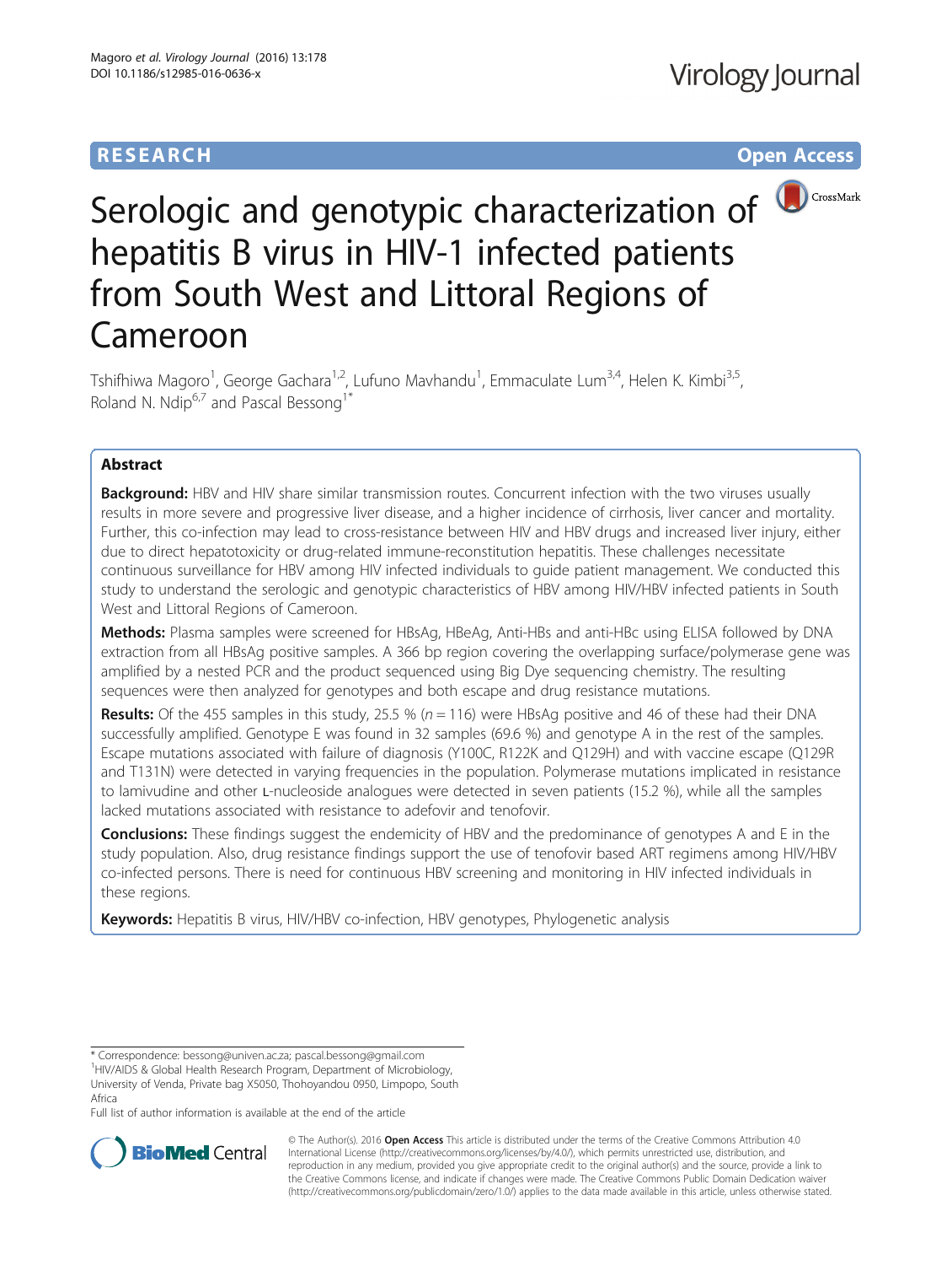RESEARCH

Open Access

# Serologic and genotypic characterization of hepatitis B virus in HIV-1 infected patients from South West and Littoral Regions of Cameroon

Tshifhiwa Magoro[1], George Gachara[1,2], Lufuno Mavhandu[1], Emmaculate Lum[3,4], Helen K. Kimbi[3,5], Roland N. Ndip[6,7] and Pascal Bessong[1*]

## Abstract

**Background:** HBV and HIV share similar transmission routes. Concurrent infection with the two viruses usually results in more severe and progressive liver disease, and a higher incidence of cirrhosis, liver cancer and mortality. Further, this co-infection may lead to cross-resistance between HIV and HBV drugs and increased liver injury, either due to direct hepatotoxicity or drug-related immune-reconstitution hepatitis. These challenges necessitate continuous surveillance for HBV among HIV infected individuals to guide patient management. We conducted this study to understand the serologic and genotypic characteristics of HBV among HIV/HBV infected patients in South West and Littoral Regions of Cameroon.

**Methods:** Plasma samples were screened for HBsAg, HBeAg, Anti-HBs and anti-HBc using ELISA followed by DNA extraction from all HBsAg positive samples. A 366 bp region covering the overlapping surface/polymerase gene was amplified by a nested PCR and the product sequenced using Big Dye sequencing chemistry. The resulting sequences were then analyzed for genotypes and both escape and drug resistance mutations.

**Results:** Of the 455 samples in this study, 25.5 % (*n* = 116) were HBsAg positive and 46 of these had their DNA successfully amplified. Genotype E was found in 32 samples (69.6 %) and genotype A in the rest of the samples. Escape mutations associated with failure of diagnosis (Y100C, R122K and Q129H) and with vaccine escape (Q129R and T131N) were detected in varying frequencies in the population. Polymerase mutations implicated in resistance to lamivudine and other L-nucleoside analogues were detected in seven patients (15.2 %), while all the samples lacked mutations associated with resistance to adefovir and tenofovir.

**Conclusions:** These findings suggest the endemicity of HBV and the predominance of genotypes A and E in the study population. Also, drug resistance findings support the use of tenofovir based ART regimens among HIV/HBV co-infected persons. There is need for continuous HBV screening and monitoring in HIV infected individuals in these regions.

**Keywords:** Hepatitis B virus, HIV/HBV co-infection, HBV genotypes, Phylogenetic analysis

\* Correspondence: bessong@univen.ac.za; pascal.bessong@gmail.com
[1]HIV/AIDS & Global Health Research Program, Department of Microbiology, University of Venda, Private bag X5050, Thohoyandou 0950, Limpopo, South Africa
Full list of author information is available at the end of the article

© The Author(s). 2016 **Open Access** This article is distributed under the terms of the Creative Commons Attribution 4.0 International License (http://creativecommons.org/licenses/by/4.0/), which permits unrestricted use, distribution, and reproduction in any medium, provided you give appropriate credit to the original author(s) and the source, provide a link to the Creative Commons license, and indicate if changes were made. The Creative Commons Public Domain Dedication waiver (http://creativecommons.org/publicdomain/zero/1.0/) applies to the data made available in this article, unless otherwise stated.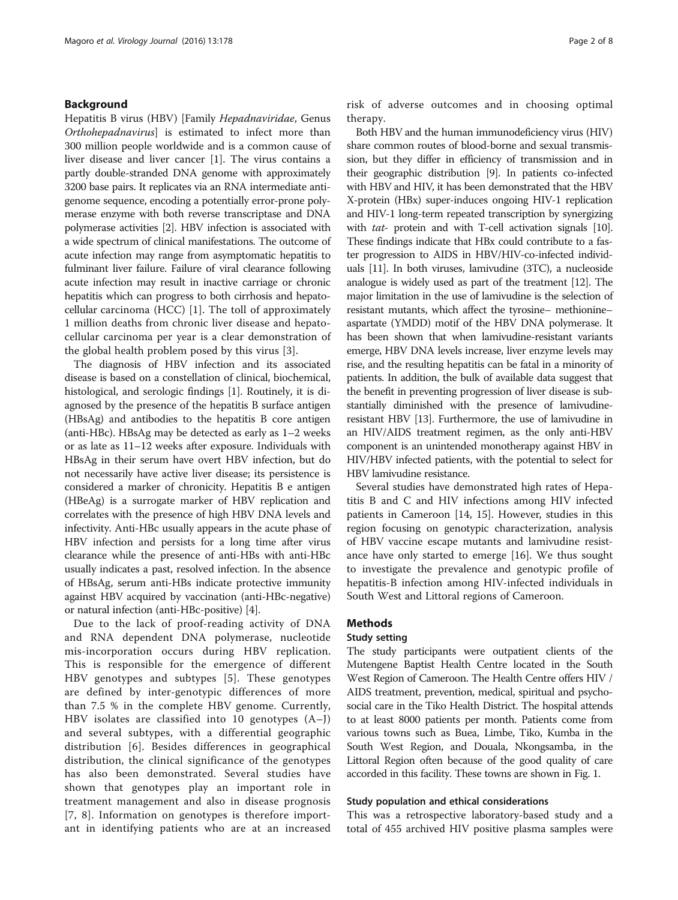## Background

Hepatitis B virus (HBV) [Family *Hepadnaviridae*, Genus *Orthohepadnavirus*] is estimated to infect more than 300 million people worldwide and is a common cause of liver disease and liver cancer [1]. The virus contains a partly double-stranded DNA genome with approximately 3200 base pairs. It replicates via an RNA intermediate anti-genome sequence, encoding a potentially error-prone polymerase enzyme with both reverse transcriptase and DNA polymerase activities [2]. HBV infection is associated with a wide spectrum of clinical manifestations. The outcome of acute infection may range from asymptomatic hepatitis to fulminant liver failure. Failure of viral clearance following acute infection may result in inactive carriage or chronic hepatitis which can progress to both cirrhosis and hepatocellular carcinoma (HCC) [1]. The toll of approximately 1 million deaths from chronic liver disease and hepatocellular carcinoma per year is a clear demonstration of the global health problem posed by this virus [3].

The diagnosis of HBV infection and its associated disease is based on a constellation of clinical, biochemical, histological, and serologic findings [1]. Routinely, it is diagnosed by the presence of the hepatitis B surface antigen (HBsAg) and antibodies to the hepatitis B core antigen (anti-HBc). HBsAg may be detected as early as 1–2 weeks or as late as 11–12 weeks after exposure. Individuals with HBsAg in their serum have overt HBV infection, but do not necessarily have active liver disease; its persistence is considered a marker of chronicity. Hepatitis B e antigen (HBeAg) is a surrogate marker of HBV replication and correlates with the presence of high HBV DNA levels and infectivity. Anti-HBc usually appears in the acute phase of HBV infection and persists for a long time after virus clearance while the presence of anti-HBs with anti-HBc usually indicates a past, resolved infection. In the absence of HBsAg, serum anti-HBs indicate protective immunity against HBV acquired by vaccination (anti-HBc-negative) or natural infection (anti-HBc-positive) [4].

Due to the lack of proof-reading activity of DNA and RNA dependent DNA polymerase, nucleotide mis-incorporation occurs during HBV replication. This is responsible for the emergence of different HBV genotypes and subtypes [5]. These genotypes are defined by inter-genotypic differences of more than 7.5 % in the complete HBV genome. Currently, HBV isolates are classified into 10 genotypes (A–J) and several subtypes, with a differential geographic distribution [6]. Besides differences in geographical distribution, the clinical significance of the genotypes has also been demonstrated. Several studies have shown that genotypes play an important role in treatment management and also in disease prognosis [7, 8]. Information on genotypes is therefore important in identifying patients who are at an increased risk of adverse outcomes and in choosing optimal therapy.

Both HBV and the human immunodeficiency virus (HIV) share common routes of blood-borne and sexual transmission, but they differ in efficiency of transmission and in their geographic distribution [9]. In patients co-infected with HBV and HIV, it has been demonstrated that the HBV X-protein (HBx) super-induces ongoing HIV-1 replication and HIV-1 long-term repeated transcription by synergizing with *tat*- protein and with T-cell activation signals [10]. These findings indicate that HBx could contribute to a faster progression to AIDS in HBV/HIV-co-infected individuals [11]. In both viruses, lamivudine (3TC), a nucleoside analogue is widely used as part of the treatment [12]. The major limitation in the use of lamivudine is the selection of resistant mutants, which affect the tyrosine– methionine–aspartate (YMDD) motif of the HBV DNA polymerase. It has been shown that when lamivudine-resistant variants emerge, HBV DNA levels increase, liver enzyme levels may rise, and the resulting hepatitis can be fatal in a minority of patients. In addition, the bulk of available data suggest that the benefit in preventing progression of liver disease is substantially diminished with the presence of lamivudine-resistant HBV [13]. Furthermore, the use of lamivudine in an HIV/AIDS treatment regimen, as the only anti-HBV component is an unintended monotherapy against HBV in HIV/HBV infected patients, with the potential to select for HBV lamivudine resistance.

Several studies have demonstrated high rates of Hepatitis B and C and HIV infections among HIV infected patients in Cameroon [14, 15]. However, studies in this region focusing on genotypic characterization, analysis of HBV vaccine escape mutants and lamivudine resistance have only started to emerge [16]. We thus sought to investigate the prevalence and genotypic profile of hepatitis-B infection among HIV-infected individuals in South West and Littoral regions of Cameroon.

## Methods

### Study setting

The study participants were outpatient clients of the Mutengene Baptist Health Centre located in the South West Region of Cameroon. The Health Centre offers HIV / AIDS treatment, prevention, medical, spiritual and psychosocial care in the Tiko Health District. The hospital attends to at least 8000 patients per month. Patients come from various towns such as Buea, Limbe, Tiko, Kumba in the South West Region, and Douala, Nkongsamba, in the Littoral Region often because of the good quality of care accorded in this facility. These towns are shown in Fig. 1.

### Study population and ethical considerations

This was a retrospective laboratory-based study and a total of 455 archived HIV positive plasma samples were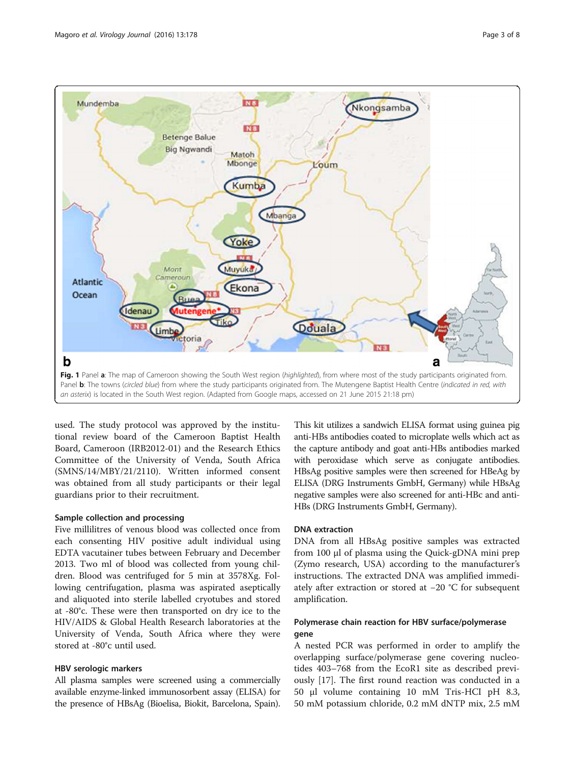Fig. 1 Panel **a**: The map of Cameroon showing the South West region (*highlighted*), from where most of the study participants originated from. Panel **b**: The towns (*circled blue*) from where the study participants originated from. The Mutengene Baptist Health Centre (*indicated in red, with an asterix*) is located in the South West region. (Adapted from Google maps, accessed on 21 June 2015 21:18 pm)

used. The study protocol was approved by the institutional review board of the Cameroon Baptist Health Board, Cameroon (IRB2012-01) and the Research Ethics Committee of the University of Venda, South Africa (SMNS/14/MBY/21/2110). Written informed consent was obtained from all study participants or their legal guardians prior to their recruitment.

### Sample collection and processing

Five millilitres of venous blood was collected once from each consenting HIV positive adult individual using EDTA vacutainer tubes between February and December 2013. Two ml of blood was collected from young children. Blood was centrifuged for 5 min at 3578Xg. Following centrifugation, plasma was aspirated aseptically and aliquoted into sterile labelled cryotubes and stored at -80°c. These were then transported on dry ice to the HIV/AIDS & Global Health Research laboratories at the University of Venda, South Africa where they were stored at -80°c until used.

### HBV serologic markers

All plasma samples were screened using a commercially available enzyme-linked immunosorbent assay (ELISA) for the presence of HBsAg (Bioelisa, Biokit, Barcelona, Spain). This kit utilizes a sandwich ELISA format using guinea pig anti-HBs antibodies coated to microplate wells which act as the capture antibody and goat anti-HBs antibodies marked with peroxidase which serve as conjugate antibodies. HBsAg positive samples were then screened for HBeAg by ELISA (DRG Instruments GmbH, Germany) while HBsAg negative samples were also screened for anti-HBc and anti-HBs (DRG Instruments GmbH, Germany).

### DNA extraction

DNA from all HBsAg positive samples was extracted from 100 μl of plasma using the Quick-gDNA mini prep (Zymo research, USA) according to the manufacturer's instructions. The extracted DNA was amplified immediately after extraction or stored at −20 °C for subsequent amplification.

### Polymerase chain reaction for HBV surface/polymerase gene

A nested PCR was performed in order to amplify the overlapping surface/polymerase gene covering nucleotides 403–768 from the EcoR1 site as described previously [17]. The first round reaction was conducted in a 50 μl volume containing 10 mM Tris-HCl pH 8.3, 50 mM potassium chloride, 0.2 mM dNTP mix, 2.5 mM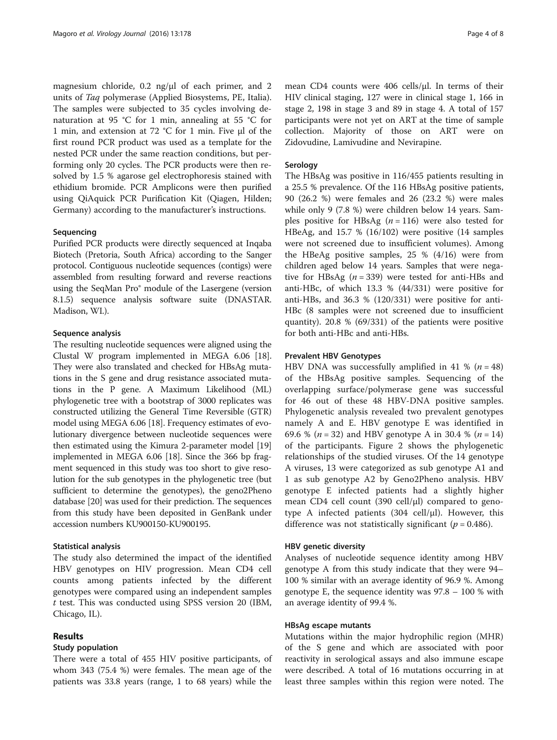magnesium chloride, 0.2 ng/μl of each primer, and 2 units of *Taq* polymerase (Applied Biosystems, PE, Italia). The samples were subjected to 35 cycles involving denaturation at 95 °C for 1 min, annealing at 55 °C for 1 min, and extension at 72 °C for 1 min. Five μl of the first round PCR product was used as a template for the nested PCR under the same reaction conditions, but performing only 20 cycles. The PCR products were then resolved by 1.5 % agarose gel electrophoresis stained with ethidium bromide. PCR Amplicons were then purified using QiAquick PCR Purification Kit (Qiagen, Hilden; Germany) according to the manufacturer's instructions.

### Sequencing

Purified PCR products were directly sequenced at Inqaba Biotech (Pretoria, South Africa) according to the Sanger protocol. Contiguous nucleotide sequences (contigs) were assembled from resulting forward and reverse reactions using the SeqMan Pro® module of the Lasergene (version 8.1.5) sequence analysis software suite (DNASTAR. Madison, WI.).

### Sequence analysis

The resulting nucleotide sequences were aligned using the Clustal W program implemented in MEGA 6.06 [18]. They were also translated and checked for HBsAg mutations in the S gene and drug resistance associated mutations in the P gene. A Maximum Likelihood (ML) phylogenetic tree with a bootstrap of 3000 replicates was constructed utilizing the General Time Reversible (GTR) model using MEGA 6.06 [18]. Frequency estimates of evolutionary divergence between nucleotide sequences were then estimated using the Kimura 2-parameter model [19] implemented in MEGA 6.06 [18]. Since the 366 bp fragment sequenced in this study was too short to give resolution for the sub genotypes in the phylogenetic tree (but sufficient to determine the genotypes), the geno2Pheno database [20] was used for their prediction. The sequences from this study have been deposited in GenBank under accession numbers KU900150-KU900195.

### Statistical analysis

The study also determined the impact of the identified HBV genotypes on HIV progression. Mean CD4 cell counts among patients infected by the different genotypes were compared using an independent samples *t* test. This was conducted using SPSS version 20 (IBM, Chicago, IL).

## Results

### Study population

There were a total of 455 HIV positive participants, of whom 343 (75.4 %) were females. The mean age of the patients was 33.8 years (range, 1 to 68 years) while the mean CD4 counts were 406 cells/μl. In terms of their HIV clinical staging, 127 were in clinical stage 1, 166 in stage 2, 198 in stage 3 and 89 in stage 4. A total of 157 participants were not yet on ART at the time of sample collection. Majority of those on ART were on Zidovudine, Lamivudine and Nevirapine.

### Serology

The HBsAg was positive in 116/455 patients resulting in a 25.5 % prevalence. Of the 116 HBsAg positive patients, 90 (26.2 %) were females and 26 (23.2 %) were males while only 9 (7.8 %) were children below 14 years. Samples positive for HBsAg ($n = 116$) were also tested for HBeAg, and 15.7 % (16/102) were positive (14 samples were not screened due to insufficient volumes). Among the HBeAg positive samples, 25 % (4/16) were from children aged below 14 years. Samples that were negative for HBsAg ($n = 339$) were tested for anti-HBs and anti-HBc, of which 13.3 % (44/331) were positive for anti-HBs, and 36.3 % (120/331) were positive for anti-HBc (8 samples were not screened due to insufficient quantity). 20.8 % (69/331) of the patients were positive for both anti-HBc and anti-HBs.

### Prevalent HBV Genotypes

HBV DNA was successfully amplified in 41 % ($n = 48$) of the HBsAg positive samples. Sequencing of the overlapping surface/polymerase gene was successful for 46 out of these 48 HBV-DNA positive samples. Phylogenetic analysis revealed two prevalent genotypes namely A and E. HBV genotype E was identified in 69.6 % ($n = 32$) and HBV genotype A in 30.4 % ($n = 14$) of the participants. Figure 2 shows the phylogenetic relationships of the studied viruses. Of the 14 genotype A viruses, 13 were categorized as sub genotype A1 and 1 as sub genotype A2 by Geno2Pheno analysis. HBV genotype E infected patients had a slightly higher mean CD4 cell count (390 cell/μl) compared to genotype A infected patients (304 cell/μl). However, this difference was not statistically significant ($p = 0.486$).

### HBV genetic diversity

Analyses of nucleotide sequence identity among HBV genotype A from this study indicate that they were 94–100 % similar with an average identity of 96.9 %. Among genotype E, the sequence identity was 97.8 – 100 % with an average identity of 99.4 %.

### HBsAg escape mutants

Mutations within the major hydrophilic region (MHR) of the S gene and which are associated with poor reactivity in serological assays and also immune escape were described. A total of 16 mutations occurring in at least three samples within this region were noted. The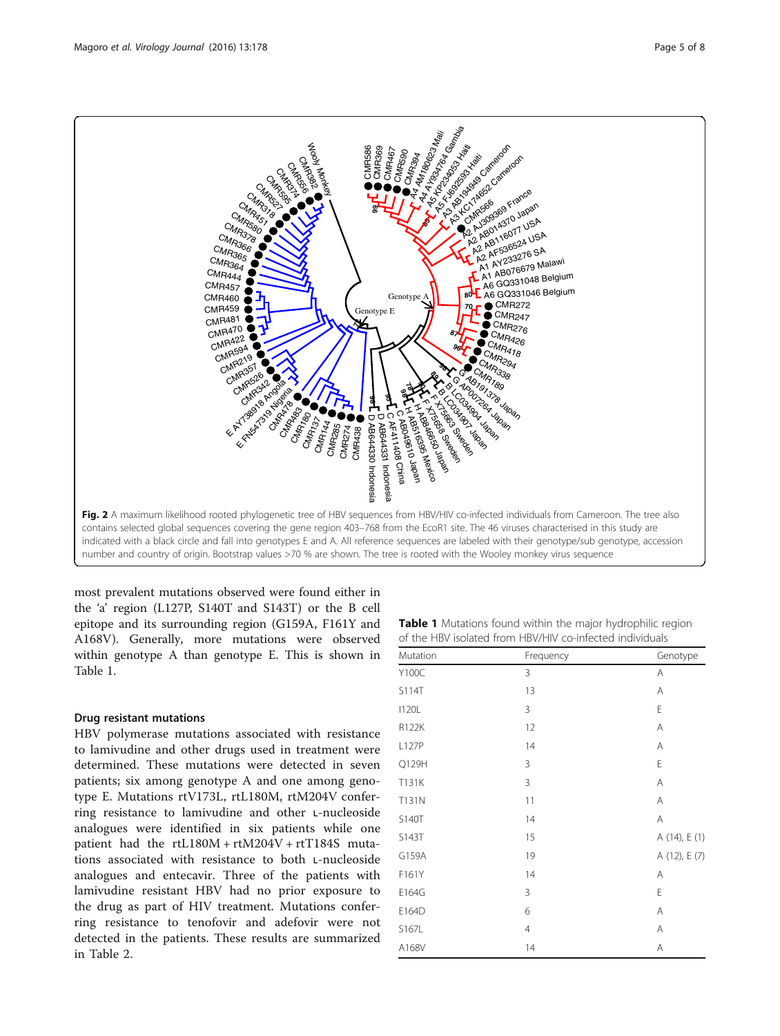Fig. 2 A maximum likelihood rooted phylogenetic tree of HBV sequences from HBV/HIV co-infected individuals from Cameroon. The tree also contains selected global sequences covering the gene region 403–768 from the EcoR1 site. The 46 viruses characterised in this study are indicated with a black circle and fall into genotypes E and A. All reference sequences are labeled with their genotype/sub genotype, accession number and country of origin. Bootstrap values >70 % are shown. The tree is rooted with the Wooley monkey virus sequence

most prevalent mutations observed were found either in the 'a' region (L127P, S140T and S143T) or the B cell epitope and its surrounding region (G159A, F161Y and A168V). Generally, more mutations were observed within genotype A than genotype E. This is shown in Table 1.

**Table 1** Mutations found within the major hydrophilic region of the HBV isolated from HBV/HIV co-infected individuals

| Mutation | Frequency | Genotype |
|---|---|---|
| Y100C | 3 | A |
| S114T | 13 | A |
| I120L | 3 | E |
| R122K | 12 | A |
| L127P | 14 | A |
| Q129H | 3 | E |
| T131K | 3 | A |
| T131N | 11 | A |
| S140T | 14 | A |
| S143T | 15 | A (14), E (1) |
| G159A | 19 | A (12), E (7) |
| F161Y | 14 | A |
| E164G | 3 | E |
| E164D | 6 | A |
| S167L | 4 | A |
| A168V | 14 | A |

### Drug resistant mutations

HBV polymerase mutations associated with resistance to lamivudine and other drugs used in treatment were determined. These mutations were detected in seven patients; six among genotype A and one among genotype E. Mutations rtV173L, rtL180M, rtM204V conferring resistance to lamivudine and other L-nucleoside analogues were identified in six patients while one patient had the rtL180M + rtM204V + rtT184S mutations associated with resistance to both L-nucleoside analogues and entecavir. Three of the patients with lamivudine resistant HBV had no prior exposure to the drug as part of HIV treatment. Mutations conferring resistance to tenofovir and adefovir were not detected in the patients. These results are summarized in Table 2.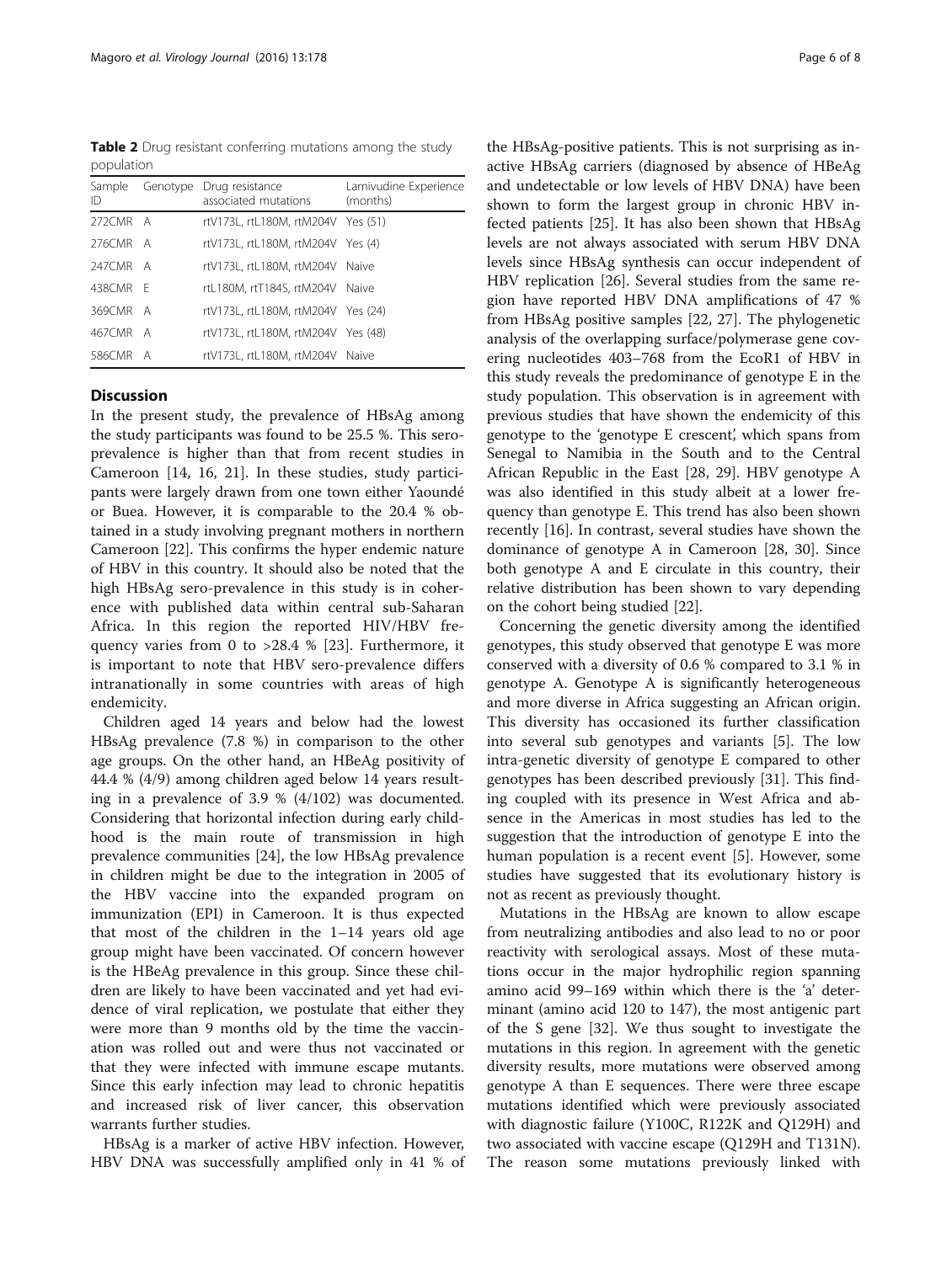**Table 2** Drug resistant conferring mutations among the study population

| Sample ID | Genotype | Drug resistance associated mutations | Lamivudine Experience (months) |
| --- | --- | --- | --- |
| 272CMR | A | rtV173L, rtL180M, rtM204V | Yes (51) |
| 276CMR | A | rtV173L, rtL180M, rtM204V | Yes (4) |
| 247CMR | A | rtV173L, rtL180M, rtM204V | Naive |
| 438CMR | E | rtL180M, rtT184S, rtM204V | Naive |
| 369CMR | A | rtV173L, rtL180M, rtM204V | Yes (24) |
| 467CMR | A | rtV173L, rtL180M, rtM204V | Yes (48) |
| 586CMR | A | rtV173L, rtL180M, rtM204V | Naive |

## Discussion

In the present study, the prevalence of HBsAg among the study participants was found to be 25.5 %. This sero-prevalence is higher than that from recent studies in Cameroon [14, 16, 21]. In these studies, study participants were largely drawn from one town either Yaoundé or Buea. However, it is comparable to the 20.4 % obtained in a study involving pregnant mothers in northern Cameroon [22]. This confirms the hyper endemic nature of HBV in this country. It should also be noted that the high HBsAg sero-prevalence in this study is in coherence with published data within central sub-Saharan Africa. In this region the reported HIV/HBV frequency varies from 0 to >28.4 % [23]. Furthermore, it is important to note that HBV sero-prevalence differs intranationally in some countries with areas of high endemicity.

Children aged 14 years and below had the lowest HBsAg prevalence (7.8 %) in comparison to the other age groups. On the other hand, an HBeAg positivity of 44.4 % (4/9) among children aged below 14 years resulting in a prevalence of 3.9 % (4/102) was documented. Considering that horizontal infection during early childhood is the main route of transmission in high prevalence communities [24], the low HBsAg prevalence in children might be due to the integration in 2005 of the HBV vaccine into the expanded program on immunization (EPI) in Cameroon. It is thus expected that most of the children in the 1–14 years old age group might have been vaccinated. Of concern however is the HBeAg prevalence in this group. Since these children are likely to have been vaccinated and yet had evidence of viral replication, we postulate that either they were more than 9 months old by the time the vaccination was rolled out and were thus not vaccinated or that they were infected with immune escape mutants. Since this early infection may lead to chronic hepatitis and increased risk of liver cancer, this observation warrants further studies.

HBsAg is a marker of active HBV infection. However, HBV DNA was successfully amplified only in 41 % of the HBsAg-positive patients. This is not surprising as inactive HBsAg carriers (diagnosed by absence of HBeAg and undetectable or low levels of HBV DNA) have been shown to form the largest group in chronic HBV infected patients [25]. It has also been shown that HBsAg levels are not always associated with serum HBV DNA levels since HBsAg synthesis can occur independent of HBV replication [26]. Several studies from the same region have reported HBV DNA amplifications of 47 % from HBsAg positive samples [22, 27]. The phylogenetic analysis of the overlapping surface/polymerase gene covering nucleotides 403–768 from the EcoR1 of HBV in this study reveals the predominance of genotype E in the study population. This observation is in agreement with previous studies that have shown the endemicity of this genotype to the 'genotype E crescent', which spans from Senegal to Namibia in the South and to the Central African Republic in the East [28, 29]. HBV genotype A was also identified in this study albeit at a lower frequency than genotype E. This trend has also been shown recently [16]. In contrast, several studies have shown the dominance of genotype A in Cameroon [28, 30]. Since both genotype A and E circulate in this country, their relative distribution has been shown to vary depending on the cohort being studied [22].

Concerning the genetic diversity among the identified genotypes, this study observed that genotype E was more conserved with a diversity of 0.6 % compared to 3.1 % in genotype A. Genotype A is significantly heterogeneous and more diverse in Africa suggesting an African origin. This diversity has occasioned its further classification into several sub genotypes and variants [5]. The low intra-genetic diversity of genotype E compared to other genotypes has been described previously [31]. This finding coupled with its presence in West Africa and absence in the Americas in most studies has led to the suggestion that the introduction of genotype E into the human population is a recent event [5]. However, some studies have suggested that its evolutionary history is not as recent as previously thought.

Mutations in the HBsAg are known to allow escape from neutralizing antibodies and also lead to no or poor reactivity with serological assays. Most of these mutations occur in the major hydrophilic region spanning amino acid 99–169 within which there is the 'a' determinant (amino acid 120 to 147), the most antigenic part of the S gene [32]. We thus sought to investigate the mutations in this region. In agreement with the genetic diversity results, more mutations were observed among genotype A than E sequences. There were three escape mutations identified which were previously associated with diagnostic failure (Y100C, R122K and Q129H) and two associated with vaccine escape (Q129H and T131N). The reason some mutations previously linked with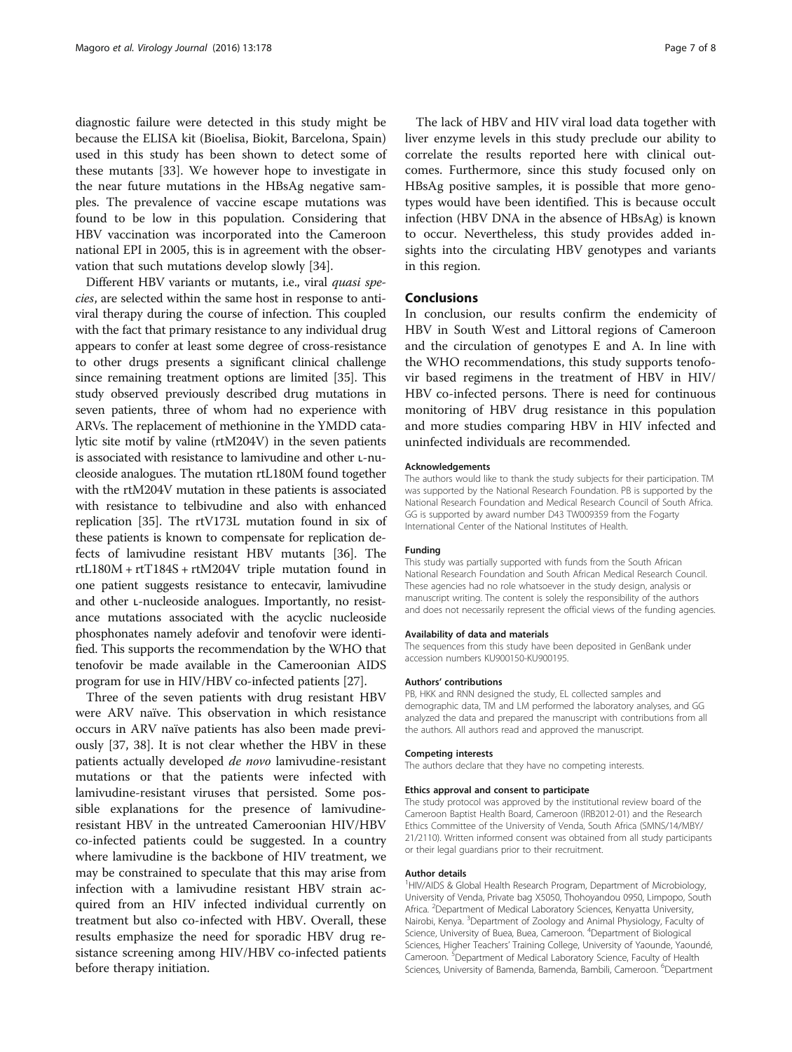diagnostic failure were detected in this study might be because the ELISA kit (Bioelisa, Biokit, Barcelona, Spain) used in this study has been shown to detect some of these mutants [33]. We however hope to investigate in the near future mutations in the HBsAg negative samples. The prevalence of vaccine escape mutations was found to be low in this population. Considering that HBV vaccination was incorporated into the Cameroon national EPI in 2005, this is in agreement with the observation that such mutations develop slowly [34].

Different HBV variants or mutants, i.e., viral *quasi species*, are selected within the same host in response to antiviral therapy during the course of infection. This coupled with the fact that primary resistance to any individual drug appears to confer at least some degree of cross-resistance to other drugs presents a significant clinical challenge since remaining treatment options are limited [35]. This study observed previously described drug mutations in seven patients, three of whom had no experience with ARVs. The replacement of methionine in the YMDD catalytic site motif by valine (rtM204V) in the seven patients is associated with resistance to lamivudine and other L-nucleoside analogues. The mutation rtL180M found together with the rtM204V mutation in these patients is associated with resistance to telbivudine and also with enhanced replication [35]. The rtV173L mutation found in six of these patients is known to compensate for replication defects of lamivudine resistant HBV mutants [36]. The rtL180M + rtT184S + rtM204V triple mutation found in one patient suggests resistance to entecavir, lamivudine and other L-nucleoside analogues. Importantly, no resistance mutations associated with the acyclic nucleoside phosphonates namely adefovir and tenofovir were identified. This supports the recommendation by the WHO that tenofovir be made available in the Cameroonian AIDS program for use in HIV/HBV co-infected patients [27].

Three of the seven patients with drug resistant HBV were ARV naïve. This observation in which resistance occurs in ARV naïve patients has also been made previously [37, 38]. It is not clear whether the HBV in these patients actually developed *de novo* lamivudine-resistant mutations or that the patients were infected with lamivudine-resistant viruses that persisted. Some possible explanations for the presence of lamivudine-resistant HBV in the untreated Cameroonian HIV/HBV co-infected patients could be suggested. In a country where lamivudine is the backbone of HIV treatment, we may be constrained to speculate that this may arise from infection with a lamivudine resistant HBV strain acquired from an HIV infected individual currently on treatment but also co-infected with HBV. Overall, these results emphasize the need for sporadic HBV drug resistance screening among HIV/HBV co-infected patients before therapy initiation.

The lack of HBV and HIV viral load data together with liver enzyme levels in this study preclude our ability to correlate the results reported here with clinical outcomes. Furthermore, since this study focused only on HBsAg positive samples, it is possible that more genotypes would have been identified. This is because occult infection (HBV DNA in the absence of HBsAg) is known to occur. Nevertheless, this study provides added insights into the circulating HBV genotypes and variants in this region.

## Conclusions

In conclusion, our results confirm the endemicity of HBV in South West and Littoral regions of Cameroon and the circulation of genotypes E and A. In line with the WHO recommendations, this study supports tenofovir based regimens in the treatment of HBV in HIV/HBV co-infected persons. There is need for continuous monitoring of HBV drug resistance in this population and more studies comparing HBV in HIV infected and uninfected individuals are recommended.

#### Acknowledgements

The authors would like to thank the study subjects for their participation. TM was supported by the National Research Foundation. PB is supported by the National Research Foundation and Medical Research Council of South Africa. GG is supported by award number D43 TW009359 from the Fogarty International Center of the National Institutes of Health.

#### Funding

This study was partially supported with funds from the South African National Research Foundation and South African Medical Research Council. These agencies had no role whatsoever in the study design, analysis or manuscript writing. The content is solely the responsibility of the authors and does not necessarily represent the official views of the funding agencies.

#### Availability of data and materials

The sequences from this study have been deposited in GenBank under accession numbers KU900150-KU900195.

#### Authors' contributions

PB, HKK and RNN designed the study, EL collected samples and demographic data, TM and LM performed the laboratory analyses, and GG analyzed the data and prepared the manuscript with contributions from all the authors. All authors read and approved the manuscript.

#### Competing interests

The authors declare that they have no competing interests.

#### Ethics approval and consent to participate

The study protocol was approved by the institutional review board of the Cameroon Baptist Health Board, Cameroon (IRB2012-01) and the Research Ethics Committee of the University of Venda, South Africa (SMNS/14/MBY/21/2110). Written informed consent was obtained from all study participants or their legal guardians prior to their recruitment.

#### Author details

[1]HIV/AIDS & Global Health Research Program, Department of Microbiology, University of Venda, Private bag X5050, Thohoyandou 0950, Limpopo, South Africa. [2]Department of Medical Laboratory Sciences, Kenyatta University, Nairobi, Kenya. [3]Department of Zoology and Animal Physiology, Faculty of Science, University of Buea, Buea, Cameroon. [4]Department of Biological Sciences, Higher Teachers' Training College, University of Yaounde, Yaoundé, Cameroon. [5]Department of Medical Laboratory Science, Faculty of Health Sciences, University of Bamenda, Bamenda, Bambili, Cameroon. [6]Department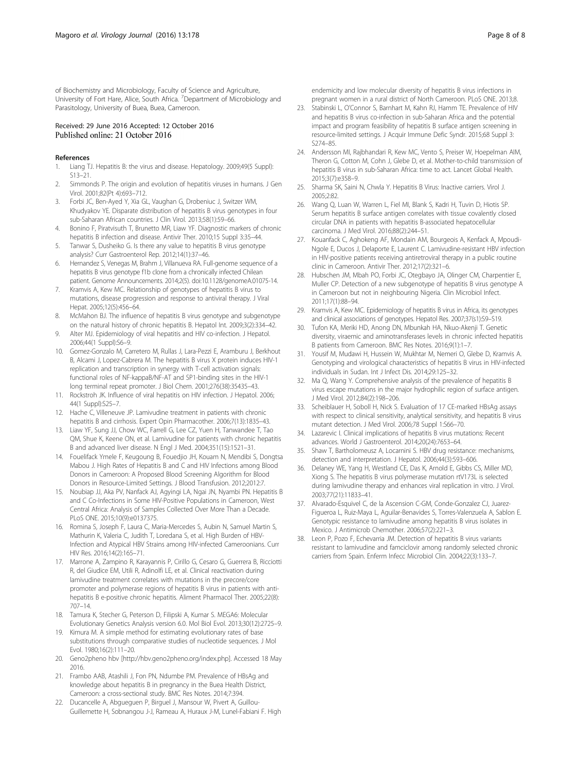of Biochemistry and Microbiology, Faculty of Science and Agriculture, University of Fort Hare, Alice, South Africa. [7]Department of Microbiology and Parasitology, University of Buea, Buea, Cameroon.

Received: 29 June 2016 Accepted: 12 October 2016
Published online: 21 October 2016

## References

1. Liang TJ. Hepatitis B: the virus and disease. Hepatology. 2009;49(5 Suppl): S13–21.
2. Simmonds P. The origin and evolution of hepatitis viruses in humans. J Gen Virol. 2001;82(Pt 4):693–712.
3. Forbi JC, Ben-Ayed Y, Xia GL, Vaughan G, Drobeniuc J, Switzer WM, Khudyakov YE. Disparate distribution of hepatitis B virus genotypes in four sub-Saharan African countries. J Clin Virol. 2013;58(1):59–66.
4. Bonino F, Piratvisuth T, Brunetto MR, Liaw YF. Diagnostic markers of chronic hepatitis B infection and disease. Antivir Ther. 2010;15 Suppl 3:35–44.
5. Tanwar S, Dusheiko G. Is there any value to hepatitis B virus genotype analysis? Curr Gastroenterol Rep. 2012;14(1):37–46.
6. Hernandez S, Venegas M, Brahm J, Villanueva RA. Full-genome sequence of a hepatitis B virus genotype f1b clone from a chronically infected Chilean patient. Genome Announcements. 2014;2(5). doi:10.1128/genomeA.01075-14.
7. Kramvis A, Kew MC. Relationship of genotypes of hepatitis B virus to mutations, disease progression and response to antiviral therapy. J Viral Hepat. 2005;12(5):456–64.
8. McMahon BJ. The influence of hepatitis B virus genotype and subgenotype on the natural history of chronic hepatitis B. Hepatol Int. 2009;3(2):334–42.
9. Alter MJ. Epidemiology of viral hepatitis and HIV co-infection. J Hepatol. 2006;44(1 Suppl):S6–9.
10. Gomez-Gonzalo M, Carretero M, Rullas J, Lara-Pezzi E, Aramburu J, Berkhout B, Alcami J, Lopez-Cabrera M. The hepatitis B virus X protein induces HIV-1 replication and transcription in synergy with T-cell activation signals: functional roles of NF-kappaB/NF-AT and SP1-binding sites in the HIV-1 long terminal repeat promoter. J Biol Chem. 2001;276(38):35435–43.
11. Rockstroh JK. Influence of viral hepatitis on HIV infection. J Hepatol. 2006; 44(1 Suppl):S25–7.
12. Hache C, Villeneuve JP. Lamivudine treatment in patients with chronic hepatitis B and cirrhosis. Expert Opin Pharmacother. 2006;7(13):1835–43.
13. Liaw YF, Sung JJ, Chow WC, Farrell G, Lee CZ, Yuen H, Tanwandee T, Tao QM, Shue K, Keene ON, et al. Lamivudine for patients with chronic hepatitis B and advanced liver disease. N Engl J Med. 2004;351(15):1521–31.
14. Fouelifack Ymele F, Keugoung B, Fouedjio JH, Kouam N, Mendibi S, Dongtsa Mabou J. High Rates of Hepatitis B and C and HIV Infections among Blood Donors in Cameroon: A Proposed Blood Screening Algorithm for Blood Donors in Resource-Limited Settings. J Blood Transfusion. 2012;2012:7.
15. Noubiap JJ, Aka PV, Nanfack AJ, Agyingi LA, Ngai JN, Nyambi PN. Hepatitis B and C Co-Infections in Some HIV-Positive Populations in Cameroon, West Central Africa: Analysis of Samples Collected Over More Than a Decade. PLoS ONE. 2015;10(9):e0137375.
16. Romina S, Joseph F, Laura C, Maria-Mercedes S, Aubin N, Samuel Martin S, Mathurin K, Valeria C, Judith T, Loredana S, et al. High Burden of HBV-Infection and Atypical HBV Strains among HIV-infected Cameroonians. Curr HIV Res. 2016;14(2):165–71.
17. Marrone A, Zampino R, Karayannis P, Cirillo G, Cesaro G, Guerrera B, Ricciotti R, del Giudice EM, Utili R, Adinolfi LE, et al. Clinical reactivation during lamivudine treatment correlates with mutations in the precore/core promoter and polymerase regions of hepatitis B virus in patients with anti-hepatitis B e-positive chronic hepatitis. Aliment Pharmacol Ther. 2005;22(8): 707–14.
18. Tamura K, Stecher G, Peterson D, Filipski A, Kumar S. MEGA6: Molecular Evolutionary Genetics Analysis version 6.0. Mol Biol Evol. 2013;30(12):2725–9.
19. Kimura M. A simple method for estimating evolutionary rates of base substitutions through comparative studies of nucleotide sequences. J Mol Evol. 1980;16(2):111–20.
20. Geno2pheno hbv [http://hbv.geno2pheno.org/index.php]. Accessed 18 May 2016.
21. Frambo AAB, Atashili J, Fon PN, Ndumbe PM. Prevalence of HBsAg and knowledge about hepatitis B in pregnancy in the Buea Health District, Cameroon: a cross-sectional study. BMC Res Notes. 2014;7:394.
22. Ducancelle A, Abgueguen P, Birguel J, Mansour W, Pivert A, Guillou-Guillemette H, Sobnangou J-J, Rameau A, Huraux J-M, Lunel-Fabiani F. High endemicity and low molecular diversity of hepatitis B virus infections in pregnant women in a rural district of North Cameroon. PLoS ONE. 2013;8.
23. Stabinski L, O'Connor S, Barnhart M, Kahn RJ, Hamm TE. Prevalence of HIV and hepatitis B virus co-infection in sub-Saharan Africa and the potential impact and program feasibility of hepatitis B surface antigen screening in resource-limited settings. J Acquir Immune Defic Syndr. 2015;68 Suppl 3: S274–85.
24. Andersson MI, Rajbhandari R, Kew MC, Vento S, Preiser W, Hoepelman AIM, Theron G, Cotton M, Cohn J, Glebe D, et al. Mother-to-child transmission of hepatitis B virus in sub-Saharan Africa: time to act. Lancet Global Health. 2015;3(7):e358–9.
25. Sharma SK, Saini N, Chwla Y. Hepatitis B Virus: Inactive carriers. Virol J. 2005;2:82.
26. Wang Q, Luan W, Warren L, Fiel MI, Blank S, Kadri H, Tuvin D, Hiotis SP. Serum hepatitis B surface antigen correlates with tissue covalently closed circular DNA in patients with hepatitis B-associated hepatocellular carcinoma. J Med Virol. 2016;88(2):244–51.
27. Kouanfack C, Aghokeng AF, Mondain AM, Bourgeois A, Kenfack A, Mpoudi-Ngole E, Ducos J, Delaporte E, Laurent C. Lamivudine-resistant HBV infection in HIV-positive patients receiving antiretroviral therapy in a public routine clinic in Cameroon. Antivir Ther. 2012;17(2):321–6.
28. Hubschen JM, Mbah PO, Forbi JC, Otegbayo JA, Olinger CM, Charpentier E, Muller CP. Detection of a new subgenotype of hepatitis B virus genotype A in Cameroon but not in neighbouring Nigeria. Clin Microbiol Infect. 2011;17(1):88–94.
29. Kramvis A, Kew MC. Epidemiology of hepatitis B virus in Africa, its genotypes and clinical associations of genotypes. Hepatol Res. 2007;37(s1):S9–S19.
30. Tufon KA, Meriki HD, Anong DN, Mbunkah HA, Nkuo-Akenji T. Genetic diversity, viraemic and aminotransferases levels in chronic infected hepatitis B patients from Cameroon. BMC Res Notes. 2016;9(1):1–7.
31. Yousif M, Mudawi H, Hussein W, Mukhtar M, Nemeri O, Glebe D, Kramvis A. Genotyping and virological characteristics of hepatitis B virus in HIV-infected individuals in Sudan. Int J Infect Dis. 2014;29:125–32.
32. Ma Q, Wang Y. Comprehensive analysis of the prevalence of hepatitis B virus escape mutations in the major hydrophilic region of surface antigen. J Med Virol. 2012;84(2):198–206.
33. Scheiblauer H, Soboll H, Nick S. Evaluation of 17 CE-marked HBsAg assays with respect to clinical sensitivity, analytical sensitivity, and hepatitis B virus mutant detection. J Med Virol. 2006;78 Suppl 1:S66–70.
34. Lazarevic I. Clinical implications of hepatitis B virus mutations: Recent advances. World J Gastroenterol. 2014;20(24):7653–64.
35. Shaw T, Bartholomeusz A, Locarnini S. HBV drug resistance: mechanisms, detection and interpretation. J Hepatol. 2006;44(3):593–606.
36. Delaney WE, Yang H, Westland CE, Das K, Arnold E, Gibbs CS, Miller MD, Xiong S. The hepatitis B virus polymerase mutation rtV173L is selected during lamivudine therapy and enhances viral replication in vitro. J Virol. 2003;77(21):11833–41.
37. Alvarado-Esquivel C, de la Ascension C-GM, Conde-Gonzalez CJ, Juarez-Figueroa L, Ruiz-Maya L, Aguilar-Benavides S, Torres-Valenzuela A, Sablon E. Genotypic resistance to lamivudine among hepatitis B virus isolates in Mexico. J Antimicrob Chemother. 2006;57(2):221–3.
38. Leon P, Pozo F, Echevarria JM. Detection of hepatitis B virus variants resistant to lamivudine and famciclovir among randomly selected chronic carriers from Spain. Enferm Infecc Microbiol Clin. 2004;22(3):133–7.